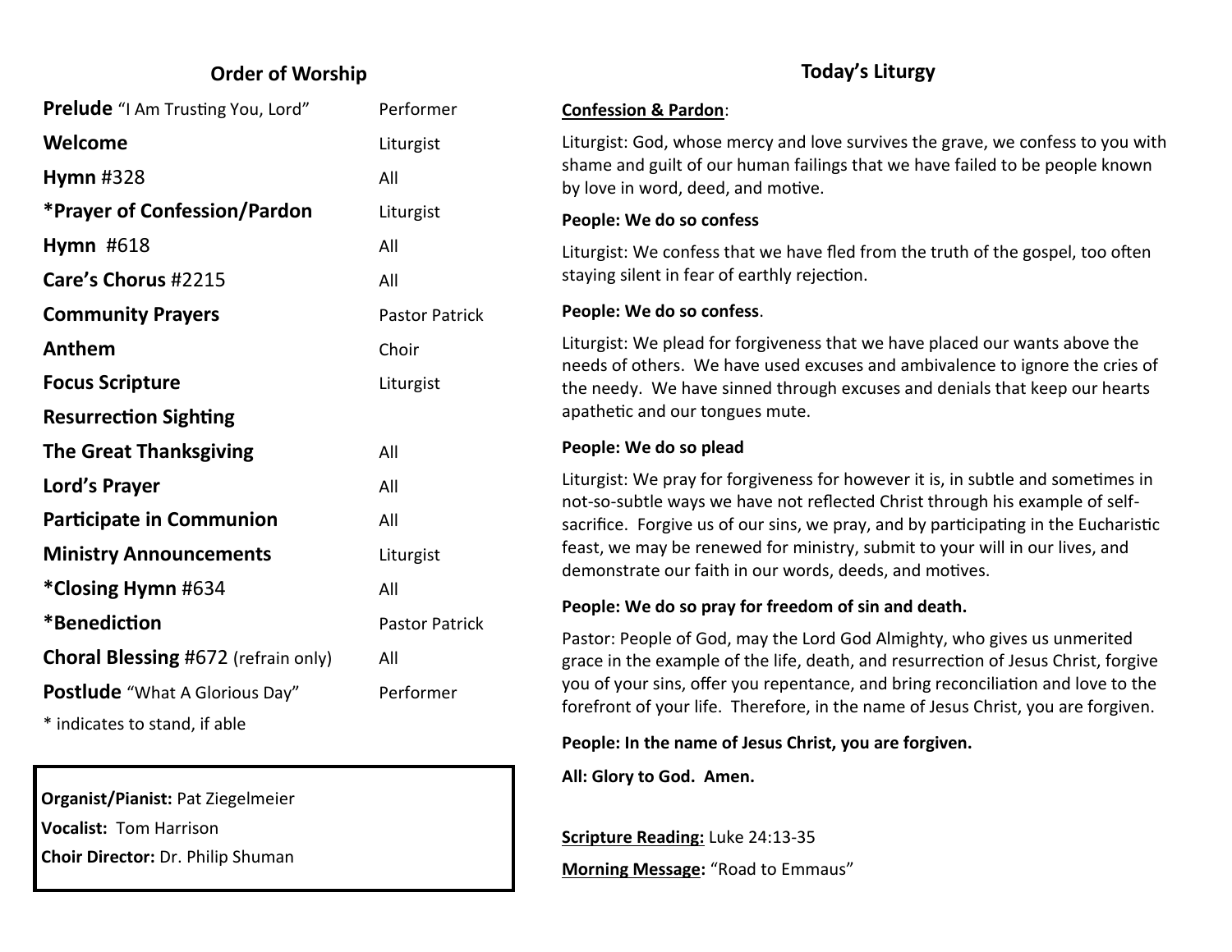## Order of Worship

| | |
|---|---|
| **Prelude** "I Am Trusting You, Lord" | Performer |
| **Welcome** | Liturgist |
| **Hymn** #328 | All |
| ***Prayer of Confession/Pardon** | Liturgist |
| **Hymn** #618 | All |
| **Care's Chorus** #2215 | All |
| **Community Prayers** | Pastor Patrick |
| **Anthem** | Choir |
| **Focus Scripture** | Liturgist |
| **Resurrection Sighting** | |
| **The Great Thanksgiving** | All |
| **Lord's Prayer** | All |
| **Participate in Communion** | All |
| **Ministry Announcements** | Liturgist |
| ***Closing Hymn** #634 | All |
| ***Benediction** | Pastor Patrick |
| **Choral Blessing** #672 (refrain only) | All |
| **Postlude** "What A Glorious Day" | Performer |

* indicates to stand, if able

**Organist/Pianist:** Pat Ziegelmeier

**Vocalist:** Tom Harrison

**Choir Director:** Dr. Philip Shuman

## Today's Liturgy

**Confession & Pardon**:

Liturgist: God, whose mercy and love survives the grave, we confess to you with shame and guilt of our human failings that we have failed to be people known by love in word, deed, and motive.

**People: We do so confess**

Liturgist: We confess that we have fled from the truth of the gospel, too often staying silent in fear of earthly rejection.

**People: We do so confess**.

Liturgist: We plead for forgiveness that we have placed our wants above the needs of others. We have used excuses and ambivalence to ignore the cries of the needy. We have sinned through excuses and denials that keep our hearts apathetic and our tongues mute.

**People: We do so plead**

Liturgist: We pray for forgiveness for however it is, in subtle and sometimes in not-so-subtle ways we have not reflected Christ through his example of self-sacrifice. Forgive us of our sins, we pray, and by participating in the Eucharistic feast, we may be renewed for ministry, submit to your will in our lives, and demonstrate our faith in our words, deeds, and motives.

**People: We do so pray for freedom of sin and death.**

Pastor: People of God, may the Lord God Almighty, who gives us unmerited grace in the example of the life, death, and resurrection of Jesus Christ, forgive you of your sins, offer you repentance, and bring reconciliation and love to the forefront of your life. Therefore, in the name of Jesus Christ, you are forgiven.

**People: In the name of Jesus Christ, you are forgiven.**

**All: Glory to God. Amen.**

**Scripture Reading:** Luke 24:13-35

**Morning Message:** "Road to Emmaus"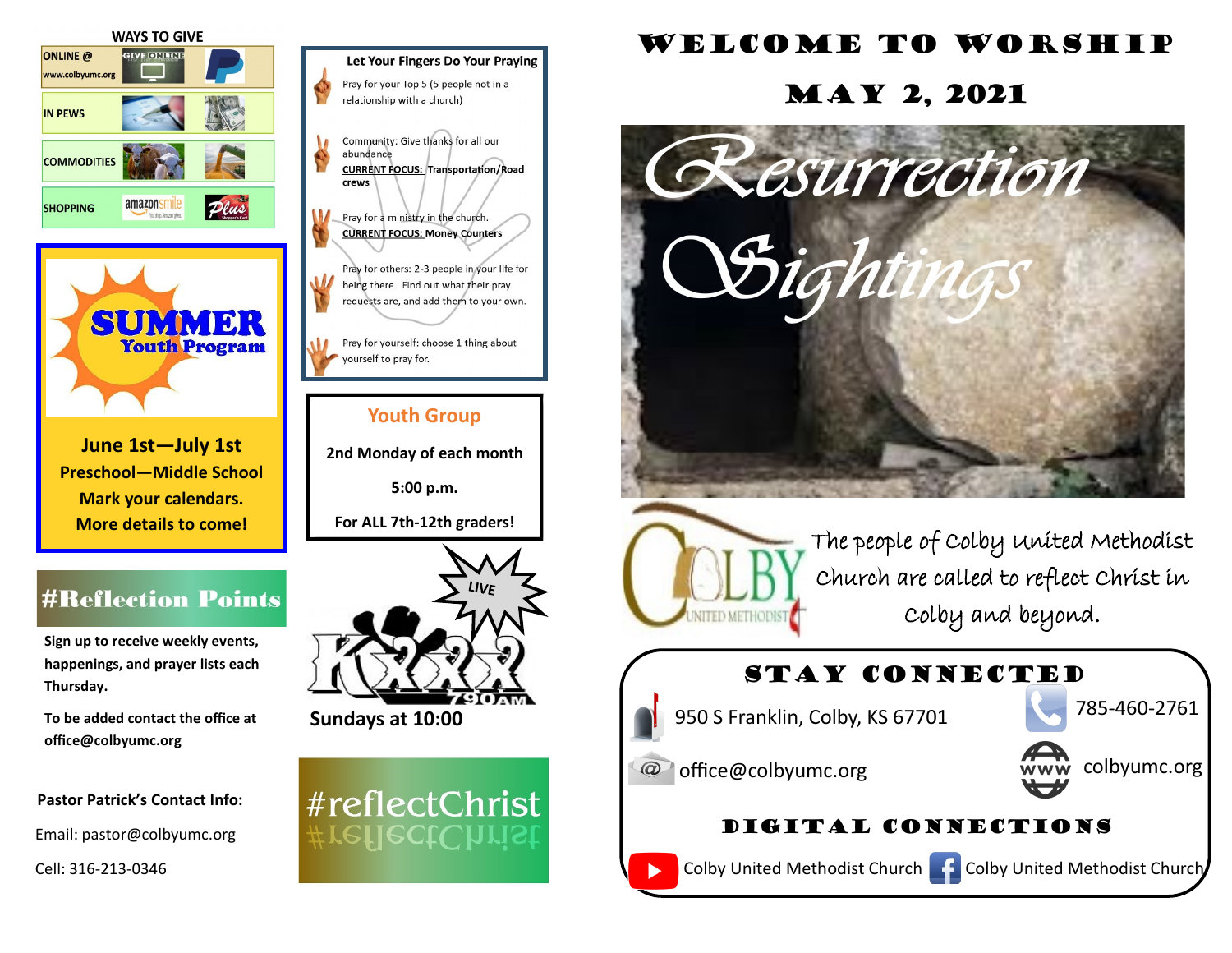## WAYS TO GIVE

- ONLINE @ www.colbyumc.org
- IN PEWS
- COMMODITIES
- SHOPPING

## SUMMER Youth Program

**June 1st—July 1st**
**Preschool—Middle School**
**Mark your calendars.**
**More details to come!**

## #Reflection Points

**Sign up to receive weekly events, happenings, and prayer lists each Thursday.**

**To be added contact the office at office@colbyumc.org**

**Pastor Patrick's Contact Info:**

Email: pastor@colbyumc.org

Cell: 316-213-0346

## Let Your Fingers Do Your Praying

Pray for your Top 5 (5 people not in a relationship with a church)

Community: Give thanks for all our abundance
**CURRENT FOCUS: Transportation/Road crews**

Pray for a ministry in the church.
**CURRENT FOCUS: Money Counters**

Pray for others: 2-3 people in your life for being there. Find out what their pray requests are, and add them to your own.

Pray for yourself: choose 1 thing about yourself to pray for.

## Youth Group

**2nd Monday of each month**

**5:00 p.m.**

**For ALL 7th-12th graders!**

LIVE
KXXX 790AM

**Sundays at 10:00**

#reflectChrist

# WELCOME TO WORSHIP

# MAY 2, 2021

*Resurrection Sightings*

COLBY UNITED METHODIST

The people of Colby United Methodist Church are called to reflect Christ in Colby and beyond.

## STAY CONNECTED

950 S Franklin, Colby, KS 67701

785-460-2761

office@colbyumc.org

colbyumc.org

## DIGITAL CONNECTIONS

Colby United Methodist Church

Colby United Methodist Church